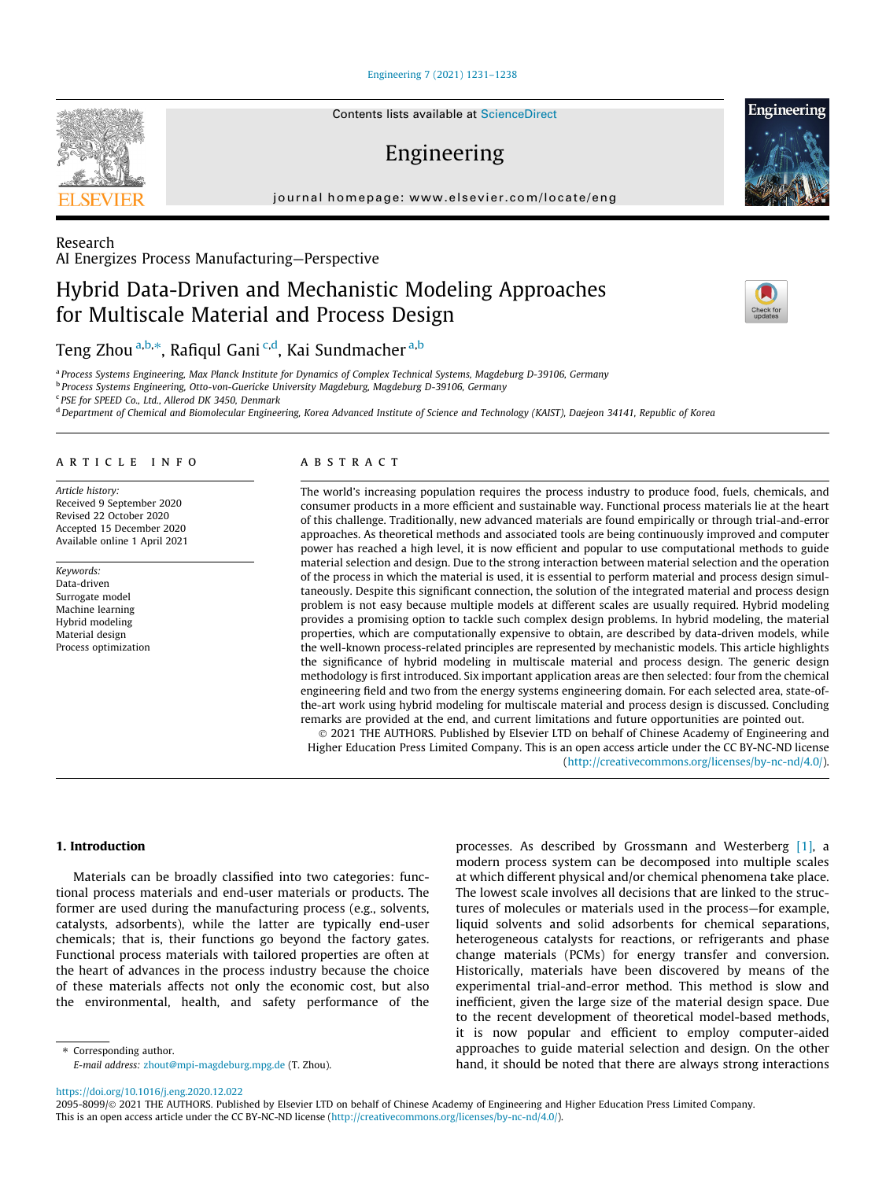Research
AI Energizes Process Manufacturing—Perspective

# Hybrid Data-Driven and Mechanistic Modeling Approaches for Multiscale Material and Process Design

Teng Zhou [a,b,*], Rafiqul Gani [c,d], Kai Sundmacher [a,b]

[a] Process Systems Engineering, Max Planck Institute for Dynamics of Complex Technical Systems, Magdeburg D-39106, Germany
[b] Process Systems Engineering, Otto-von-Guericke University Magdeburg, Magdeburg D-39106, Germany
[c] PSE for SPEED Co., Ltd., Allerod DK 3450, Denmark
[d] Department of Chemical and Biomolecular Engineering, Korea Advanced Institute of Science and Technology (KAIST), Daejeon 34141, Republic of Korea

**ARTICLE INFO**

*Article history:*
Received 9 September 2020
Revised 22 October 2020
Accepted 15 December 2020
Available online 1 April 2021

*Keywords:*
Data-driven
Surrogate model
Machine learning
Hybrid modeling
Material design
Process optimization

**ABSTRACT**

The world's increasing population requires the process industry to produce food, fuels, chemicals, and consumer products in a more efficient and sustainable way. Functional process materials lie at the heart of this challenge. Traditionally, new advanced materials are found empirically or through trial-and-error approaches. As theoretical methods and associated tools are being continuously improved and computer power has reached a high level, it is now efficient and popular to use computational methods to guide material selection and design. Due to the strong interaction between material selection and the operation of the process in which the material is used, it is essential to perform material and process design simultaneously. Despite this significant connection, the solution of the integrated material and process design problem is not easy because multiple models at different scales are usually required. Hybrid modeling provides a promising option to tackle such complex design problems. In hybrid modeling, the material properties, which are computationally expensive to obtain, are described by data-driven models, while the well-known process-related principles are represented by mechanistic models. This article highlights the significance of hybrid modeling in multiscale material and process design. The generic design methodology is first introduced. Six important application areas are then selected: four from the chemical engineering field and two from the energy systems engineering domain. For each selected area, state-of-the-art work using hybrid modeling for multiscale material and process design is discussed. Concluding remarks are provided at the end, and current limitations and future opportunities are pointed out.

© 2021 THE AUTHORS. Published by Elsevier LTD on behalf of Chinese Academy of Engineering and Higher Education Press Limited Company. This is an open access article under the CC BY-NC-ND license (http://creativecommons.org/licenses/by-nc-nd/4.0/).

## 1. Introduction

Materials can be broadly classified into two categories: functional process materials and end-user materials or products. The former are used during the manufacturing process (e.g., solvents, catalysts, adsorbents), while the latter are typically end-user chemicals; that is, their functions go beyond the factory gates. Functional process materials with tailored properties are often at the heart of advances in the process industry because the choice of these materials affects not only the economic cost, but also the environmental, health, and safety performance of the processes. As described by Grossmann and Westerberg [1], a modern process system can be decomposed into multiple scales at which different physical and/or chemical phenomena take place. The lowest scale involves all decisions that are linked to the structures of molecules or materials used in the process—for example, liquid solvents and solid adsorbents for chemical separations, heterogeneous catalysts for reactions, or refrigerants and phase change materials (PCMs) for energy transfer and conversion. Historically, materials have been discovered by means of the experimental trial-and-error method. This method is slow and inefficient, given the large size of the material design space. Due to the recent development of theoretical model-based methods, it is now popular and efficient to employ computer-aided approaches to guide material selection and design. On the other hand, it should be noted that there are always strong interactions

* Corresponding author.
E-mail address: zhout@mpi-magdeburg.mpg.de (T. Zhou).

https://doi.org/10.1016/j.eng.2020.12.022
2095-8099/© 2021 THE AUTHORS. Published by Elsevier LTD on behalf of Chinese Academy of Engineering and Higher Education Press Limited Company.
This is an open access article under the CC BY-NC-ND license (http://creativecommons.org/licenses/by-nc-nd/4.0/).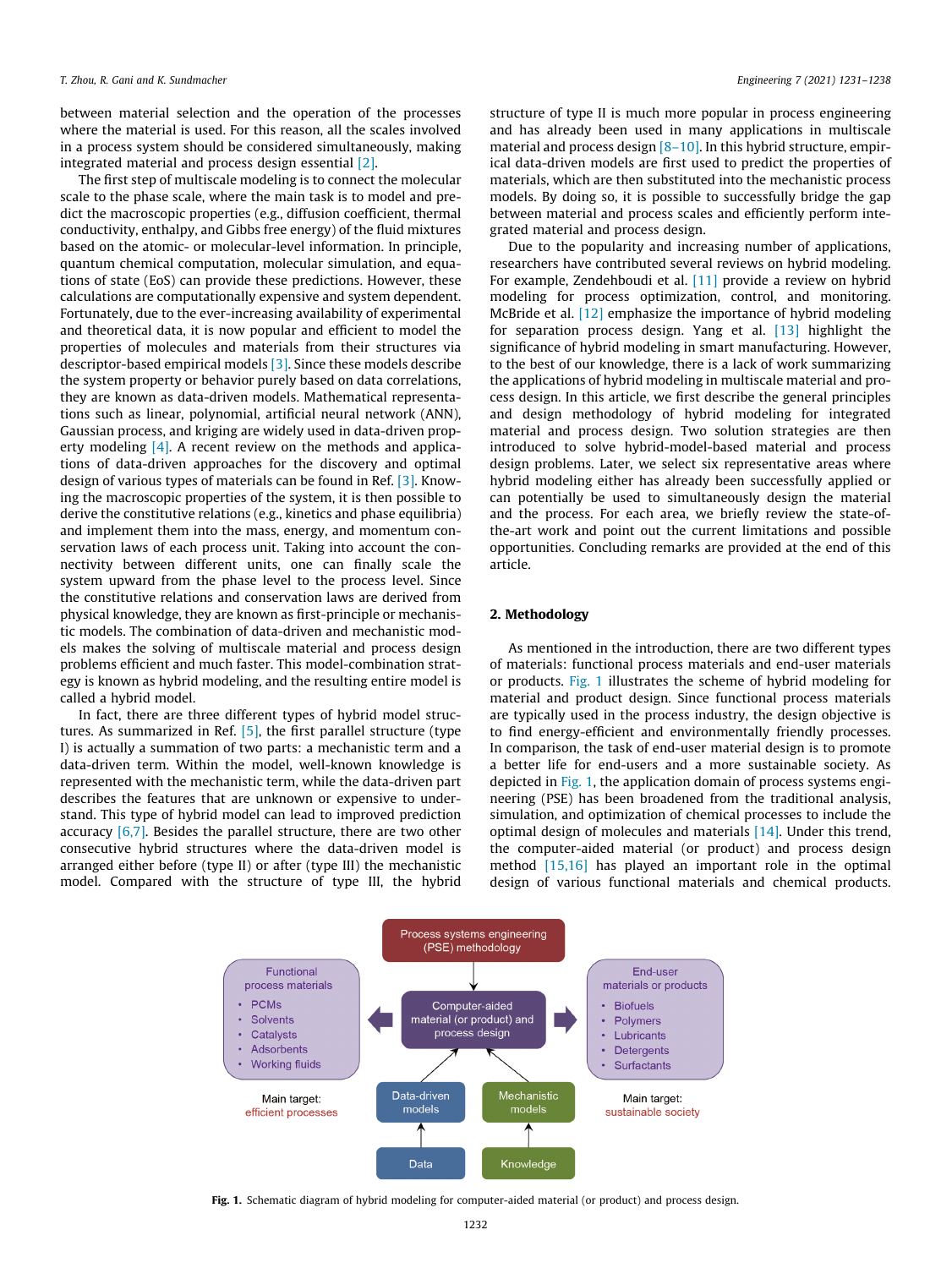between material selection and the operation of the processes where the material is used. For this reason, all the scales involved in a process system should be considered simultaneously, making integrated material and process design essential [2].

The first step of multiscale modeling is to connect the molecular scale to the phase scale, where the main task is to model and predict the macroscopic properties (e.g., diffusion coefficient, thermal conductivity, enthalpy, and Gibbs free energy) of the fluid mixtures based on the atomic- or molecular-level information. In principle, quantum chemical computation, molecular simulation, and equations of state (EoS) can provide these predictions. However, these calculations are computationally expensive and system dependent. Fortunately, due to the ever-increasing availability of experimental and theoretical data, it is now popular and efficient to model the properties of molecules and materials from their structures via descriptor-based empirical models [3]. Since these models describe the system property or behavior purely based on data correlations, they are known as data-driven models. Mathematical representations such as linear, polynomial, artificial neural network (ANN), Gaussian process, and kriging are widely used in data-driven property modeling [4]. A recent review on the methods and applications of data-driven approaches for the discovery and optimal design of various types of materials can be found in Ref. [3]. Knowing the macroscopic properties of the system, it is then possible to derive the constitutive relations (e.g., kinetics and phase equilibria) and implement them into the mass, energy, and momentum conservation laws of each process unit. Taking into account the connectivity between different units, one can finally scale the system upward from the phase level to the process level. Since the constitutive relations and conservation laws are derived from physical knowledge, they are known as first-principle or mechanistic models. The combination of data-driven and mechanistic models makes the solving of multiscale material and process design problems efficient and much faster. This model-combination strategy is known as hybrid modeling, and the resulting entire model is called a hybrid model.

In fact, there are three different types of hybrid model structures. As summarized in Ref. [5], the first parallel structure (type I) is actually a summation of two parts: a mechanistic term and a data-driven term. Within the model, well-known knowledge is represented with the mechanistic term, while the data-driven part describes the features that are unknown or expensive to understand. This type of hybrid model can lead to improved prediction accuracy [6,7]. Besides the parallel structure, there are two other consecutive hybrid structures where the data-driven model is arranged either before (type II) or after (type III) the mechanistic model. Compared with the structure of type III, the hybrid structure of type II is much more popular in process engineering and has already been used in many applications in multiscale material and process design [8–10]. In this hybrid structure, empirical data-driven models are first used to predict the properties of materials, which are then substituted into the mechanistic process models. By doing so, it is possible to successfully bridge the gap between material and process scales and efficiently perform integrated material and process design.

Due to the popularity and increasing number of applications, researchers have contributed several reviews on hybrid modeling. For example, Zendehboudi et al. [11] provide a review on hybrid modeling for process optimization, control, and monitoring. McBride et al. [12] emphasize the importance of hybrid modeling for separation process design. Yang et al. [13] highlight the significance of hybrid modeling in smart manufacturing. However, to the best of our knowledge, there is a lack of work summarizing the applications of hybrid modeling in multiscale material and process design. In this article, we first describe the general principles and design methodology of hybrid modeling for integrated material and process design. Two solution strategies are then introduced to solve hybrid-model-based material and process design problems. Later, we select six representative areas where hybrid modeling either has already been successfully applied or can potentially be used to simultaneously design the material and the process. For each area, we briefly review the state-of-the-art work and point out the current limitations and possible opportunities. Concluding remarks are provided at the end of this article.

## 2. Methodology

As mentioned in the introduction, there are two different types of materials: functional process materials and end-user materials or products. Fig. 1 illustrates the scheme of hybrid modeling for material and product design. Since functional process materials are typically used in the process industry, the design objective is to find energy-efficient and environmentally friendly processes. In comparison, the task of end-user material design is to promote a better life for end-users and a more sustainable society. As depicted in Fig. 1, the application domain of process systems engineering (PSE) has been broadened from the traditional analysis, simulation, and optimization of chemical processes to include the optimal design of molecules and materials [14]. Under this trend, the computer-aided material (or product) and process design method [15,16] has played an important role in the optimal design of various functional materials and chemical products.

Process systems engineering (PSE) methodology

Functional process materials
- PCMs
- Solvents
- Catalysts
- Adsorbents
- Working fluids

Main target: efficient processes

Computer-aided material (or product) and process design

End-user materials or products
- Biofuels
- Polymers
- Lubricants
- Detergents
- Surfactants

Main target: sustainable society

Data-driven models ← Data

Mechanistic models ← Knowledge

Fig. 1. Schematic diagram of hybrid modeling for computer-aided material (or product) and process design.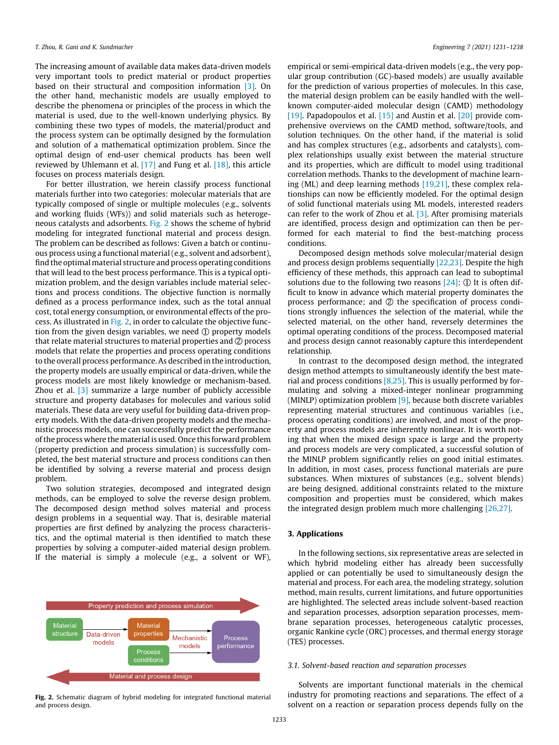The increasing amount of available data makes data-driven models very important tools to predict material or product properties based on their structural and composition information [3]. On the other hand, mechanistic models are usually employed to describe the phenomena or principles of the process in which the material is used, due to the well-known underlying physics. By combining these two types of models, the material/product and the process system can be optimally designed by the formulation and solution of a mathematical optimization problem. Since the optimal design of end-user chemical products has been well reviewed by Uhlemann et al. [17] and Fung et al. [18], this article focuses on process materials design.

For better illustration, we herein classify process functional materials further into two categories: molecular materials that are typically composed of single or multiple molecules (e.g., solvents and working fluids (WFs)) and solid materials such as heterogeneous catalysts and adsorbents. Fig. 2 shows the scheme of hybrid modeling for integrated functional material and process design. The problem can be described as follows: Given a batch or continuous process using a functional material (e.g., solvent and adsorbent), find the optimal material structure and process operating conditions that will lead to the best process performance. This is a typical optimization problem, and the design variables include material selections and process conditions. The objective function is normally defined as a process performance index, such as the total annual cost, total energy consumption, or environmental effects of the process. As illustrated in Fig. 2, in order to calculate the objective function from the given design variables, we need ① property models that relate material structures to material properties and ② process models that relate the properties and process operating conditions to the overall process performance. As described in the introduction, the property models are usually empirical or data-driven, while the process models are most likely knowledge or mechanism-based. Zhou et al. [3] summarize a large number of publicly accessible structure and property databases for molecules and various solid materials. These data are very useful for building data-driven property models. With the data-driven property models and the mechanistic process models, one can successfully predict the performance of the process where the material is used. Once this forward problem (property prediction and process simulation) is successfully completed, the best material structure and process conditions can then be identified by solving a reverse material and process design problem.

Two solution strategies, decomposed and integrated design methods, can be employed to solve the reverse design problem. The decomposed design method solves material and process design problems in a sequential way. That is, desirable material properties are first defined by analyzing the process characteristics, and the optimal material is then identified to match these properties by solving a computer-aided material design problem. If the material is simply a molecule (e.g., a solvent or WF), empirical or semi-empirical data-driven models (e.g., the very popular group contribution (GC)-based models) are usually available for the prediction of various properties of molecules. In this case, the material design problem can be easily handled with the well-known computer-aided molecular design (CAMD) methodology [19]. Papadopoulos et al. [15] and Austin et al. [20] provide comprehensive overviews on the CAMD method, software/tools, and solution techniques. On the other hand, if the material is solid and has complex structures (e.g., adsorbents and catalysts), complex relationships usually exist between the material structure and its properties, which are difficult to model using traditional correlation methods. Thanks to the development of machine learning (ML) and deep learning methods [19,21], these complex relationships can now be efficiently modeled. For the optimal design of solid functional materials using ML models, interested readers can refer to the work of Zhou et al. [3]. After promising materials are identified, process design and optimization can then be performed for each material to find the best-matching process conditions.

Decomposed design methods solve molecular/material design and process design problems sequentially [22,23]. Despite the high efficiency of these methods, this approach can lead to suboptimal solutions due to the following two reasons [24]: ① It is often difficult to know in advance which material property dominates the process performance; and ② the specification of process conditions strongly influences the selection of the material, while the selected material, on the other hand, reversely determines the optimal operating conditions of the process. Decomposed material and process design cannot reasonably capture this interdependent relationship.

In contrast to the decomposed design method, the integrated design method attempts to simultaneously identify the best material and process conditions [8,25]. This is usually performed by formulating and solving a mixed-integer nonlinear programming (MINLP) optimization problem [9], because both discrete variables representing material structures and continuous variables (i.e., process operating conditions) are involved, and most of the property and process models are inherently nonlinear. It is worth noting that when the mixed design space is large and the property and process models are very complicated, a successful solution of the MINLP problem significantly relies on good initial estimates. In addition, in most cases, process functional materials are pure substances. When mixtures of substances (e.g., solvent blends) are being designed, additional constraints related to the mixture composition and properties must be considered, which makes the integrated design problem much more challenging [26,27].

Property prediction and process simulation

Material structure → Data-driven models → Material properties → Mechanistic models → Process performance

Process conditions → Process performance

Material and process design

**Fig. 2.** Schematic diagram of hybrid modeling for integrated functional material and process design.

## 3. Applications

In the following sections, six representative areas are selected in which hybrid modeling either has already been successfully applied or can potentially be used to simultaneously design the material and process. For each area, the modeling strategy, solution method, main results, current limitations, and future opportunities are highlighted. The selected areas include solvent-based reaction and separation processes, adsorption separation processes, membrane separation processes, heterogeneous catalytic processes, organic Rankine cycle (ORC) processes, and thermal energy storage (TES) processes.

### 3.1. Solvent-based reaction and separation processes

Solvents are important functional materials in the chemical industry for promoting reactions and separations. The effect of a solvent on a reaction or separation process depends fully on the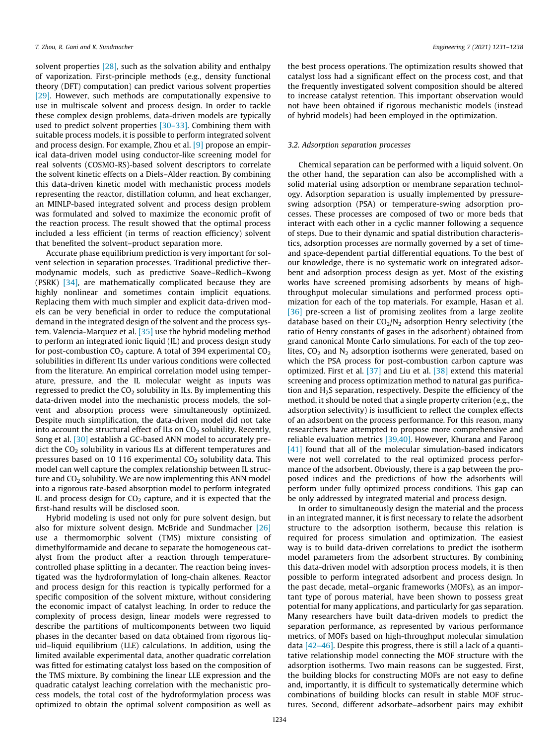solvent properties [28], such as the solvation ability and enthalpy of vaporization. First-principle methods (e.g., density functional theory (DFT) computation) can predict various solvent properties [29]. However, such methods are computationally expensive to use in multiscale solvent and process design. In order to tackle these complex design problems, data-driven models are typically used to predict solvent properties [30–33]. Combining them with suitable process models, it is possible to perform integrated solvent and process design. For example, Zhou et al. [9] propose an empirical data-driven model using conductor-like screening model for real solvents (COSMO-RS)-based solvent descriptors to correlate the solvent kinetic effects on a Diels–Alder reaction. By combining this data-driven kinetic model with mechanistic process models representing the reactor, distillation column, and heat exchanger, an MINLP-based integrated solvent and process design problem was formulated and solved to maximize the economic profit of the reaction process. The result showed that the optimal process included a less efficient (in terms of reaction efficiency) solvent that benefited the solvent–product separation more.

Accurate phase equilibrium prediction is very important for solvent selection in separation processes. Traditional predictive thermodynamic models, such as predictive Soave–Redlich–Kwong (PSRK) [34], are mathematically complicated because they are highly nonlinear and sometimes contain implicit equations. Replacing them with much simpler and explicit data-driven models can be very beneficial in order to reduce the computational demand in the integrated design of the solvent and the process system. Valencia-Marquez et al. [35] use the hybrid modeling method to perform an integrated ionic liquid (IL) and process design study for post-combustion $CO_2$ capture. A total of 394 experimental $CO_2$ solubilities in different ILs under various conditions were collected from the literature. An empirical correlation model using temperature, pressure, and the IL molecular weight as inputs was regressed to predict the $CO_2$ solubility in ILs. By implementing this data-driven model into the mechanistic process models, the solvent and absorption process were simultaneously optimized. Despite much simplification, the data-driven model did not take into account the structural effect of ILs on $CO_2$ solubility. Recently, Song et al. [30] establish a GC-based ANN model to accurately predict the $CO_2$ solubility in various ILs at different temperatures and pressures based on 10 116 experimental $CO_2$ solubility data. This model can well capture the complex relationship between IL structure and $CO_2$ solubility. We are now implementing this ANN model into a rigorous rate-based absorption model to perform integrated IL and process design for $CO_2$ capture, and it is expected that the first-hand results will be disclosed soon.

Hybrid modeling is used not only for pure solvent design, but also for mixture solvent design. McBride and Sundmacher [26] use a thermomorphic solvent (TMS) mixture consisting of dimethylformamide and decane to separate the homogeneous catalyst from the product after a reaction through temperature-controlled phase splitting in a decanter. The reaction being investigated was the hydroformylation of long-chain alkenes. Reactor and process design for this reaction is typically performed for a specific composition of the solvent mixture, without considering the economic impact of catalyst leaching. In order to reduce the complexity of process design, linear models were regressed to describe the partitions of multicomponents between two liquid phases in the decanter based on data obtained from rigorous liquid–liquid equilibrium (LLE) calculations. In addition, using the limited available experimental data, another quadratic correlation was fitted for estimating catalyst loss based on the composition of the TMS mixture. By combining the linear LLE expression and the quadratic catalyst leaching correlation with the mechanistic process models, the total cost of the hydroformylation process was optimized to obtain the optimal solvent composition as well as the best process operations. The optimization results showed that catalyst loss had a significant effect on the process cost, and that the frequently investigated solvent composition should be altered to increase catalyst retention. This important observation would not have been obtained if rigorous mechanistic models (instead of hybrid models) had been employed in the optimization.

### 3.2. Adsorption separation processes

Chemical separation can be performed with a liquid solvent. On the other hand, the separation can also be accomplished with a solid material using adsorption or membrane separation technology. Adsorption separation is usually implemented by pressure-swing adsorption (PSA) or temperature-swing adsorption processes. These processes are composed of two or more beds that interact with each other in a cyclic manner following a sequence of steps. Due to their dynamic and spatial distribution characteristics, adsorption processes are normally governed by a set of time- and space-dependent partial differential equations. To the best of our knowledge, there is no systematic work on integrated adsorbent and adsorption process design as yet. Most of the existing works have screened promising adsorbents by means of high-throughput molecular simulations and performed process optimization for each of the top materials. For example, Hasan et al. [36] pre-screen a list of promising zeolites from a large zeolite database based on their $CO_2/N_2$ adsorption Henry selectivity (the ratio of Henry constants of gases in the adsorbent) obtained from grand canonical Monte Carlo simulations. For each of the top zeolites, $CO_2$ and $N_2$ adsorption isotherms were generated, based on which the PSA process for post-combustion carbon capture was optimized. First et al. [37] and Liu et al. [38] extend this material screening and process optimization method to natural gas purification and $H_2S$ separation, respectively. Despite the efficiency of the method, it should be noted that a single property criterion (e.g., the adsorption selectivity) is insufficient to reflect the complex effects of an adsorbent on the process performance. For this reason, many researchers have attempted to propose more comprehensive and reliable evaluation metrics [39,40]. However, Khurana and Farooq [41] found that all of the molecular simulation-based indicators were not well correlated to the real optimized process performance of the adsorbent. Obviously, there is a gap between the proposed indices and the predictions of how the adsorbents will perform under fully optimized process conditions. This gap can be only addressed by integrated material and process design.

In order to simultaneously design the material and the process in an integrated manner, it is first necessary to relate the adsorbent structure to the adsorption isotherm, because this relation is required for process simulation and optimization. The easiest way is to build data-driven correlations to predict the isotherm model parameters from the adsorbent structures. By combining this data-driven model with adsorption process models, it is then possible to perform integrated adsorbent and process design. In the past decade, metal–organic frameworks (MOFs), as an important type of porous material, have been shown to possess great potential for many applications, and particularly for gas separation. Many researchers have built data-driven models to predict the separation performance, as represented by various performance metrics, of MOFs based on high-throughput molecular simulation data [42–46]. Despite this progress, there is still a lack of a quantitative relationship model connecting the MOF structure with the adsorption isotherms. Two main reasons can be suggested. First, the building blocks for constructing MOFs are not easy to define and, importantly, it is difficult to systematically determine which combinations of building blocks can result in stable MOF structures. Second, different adsorbate–adsorbent pairs may exhibit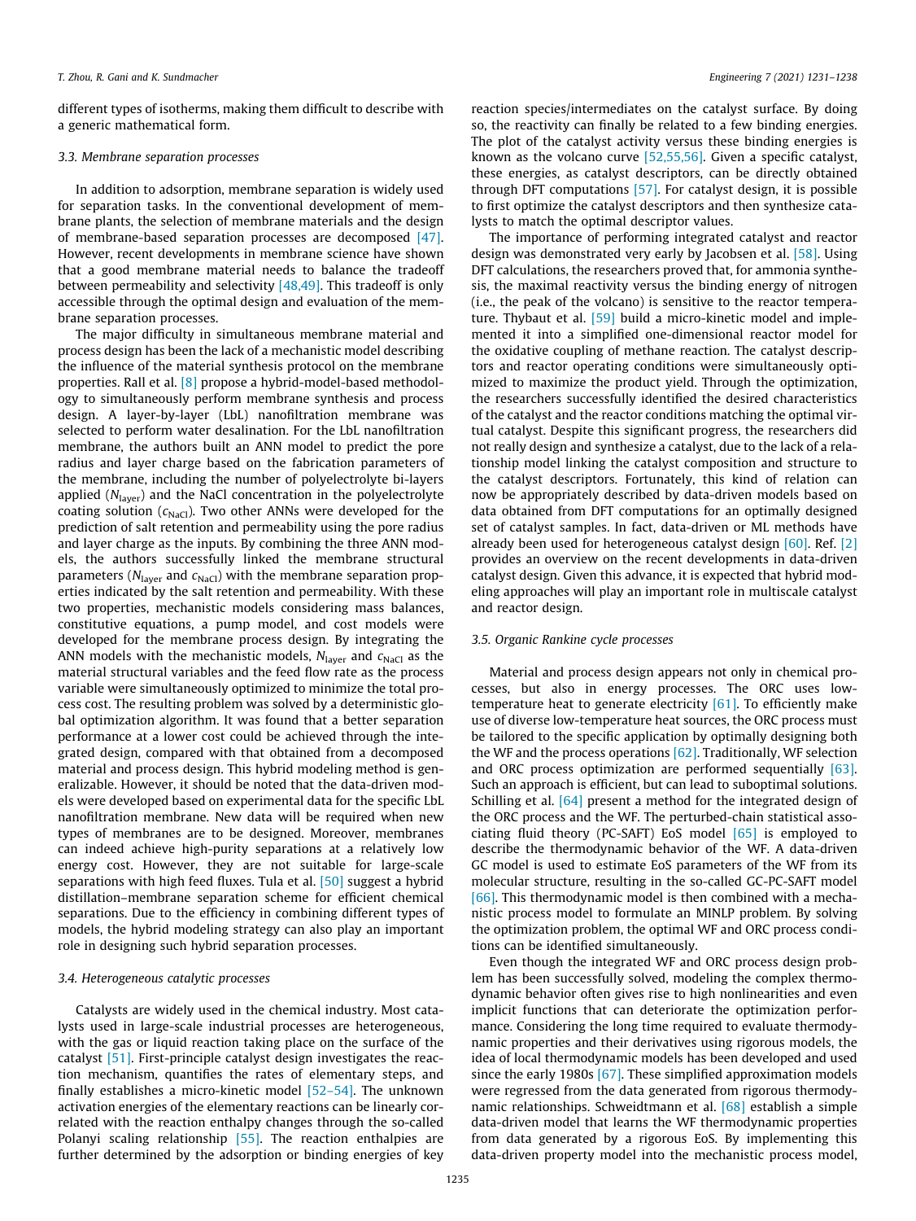different types of isotherms, making them difficult to describe with a generic mathematical form.

### 3.3. Membrane separation processes

In addition to adsorption, membrane separation is widely used for separation tasks. In the conventional development of membrane plants, the selection of membrane materials and the design of membrane-based separation processes are decomposed [47]. However, recent developments in membrane science have shown that a good membrane material needs to balance the tradeoff between permeability and selectivity [48,49]. This tradeoff is only accessible through the optimal design and evaluation of the membrane separation processes.

The major difficulty in simultaneous membrane material and process design has been the lack of a mechanistic model describing the influence of the material synthesis protocol on the membrane properties. Rall et al. [8] propose a hybrid-model-based methodology to simultaneously perform membrane synthesis and process design. A layer-by-layer (LbL) nanofiltration membrane was selected to perform water desalination. For the LbL nanofiltration membrane, the authors built an ANN model to predict the pore radius and layer charge based on the fabrication parameters of the membrane, including the number of polyelectrolyte bi-layers applied ($N_{layer}$) and the NaCl concentration in the polyelectrolyte coating solution ($c_{NaCl}$). Two other ANNs were developed for the prediction of salt retention and permeability using the pore radius and layer charge as the inputs. By combining the three ANN models, the authors successfully linked the membrane structural parameters ($N_{layer}$ and $c_{NaCl}$) with the membrane separation properties indicated by the salt retention and permeability. With these two properties, mechanistic models considering mass balances, constitutive equations, a pump model, and cost models were developed for the membrane process design. By integrating the ANN models with the mechanistic models, $N_{layer}$ and $c_{NaCl}$ as the material structural variables and the feed flow rate as the process variable were simultaneously optimized to minimize the total process cost. The resulting problem was solved by a deterministic global optimization algorithm. It was found that a better separation performance at a lower cost could be achieved through the integrated design, compared with that obtained from a decomposed material and process design. This hybrid modeling method is generalizable. However, it should be noted that the data-driven models were developed based on experimental data for the specific LbL nanofiltration membrane. New data will be required when new types of membranes are to be designed. Moreover, membranes can indeed achieve high-purity separations at a relatively low energy cost. However, they are not suitable for large-scale separations with high feed fluxes. Tula et al. [50] suggest a hybrid distillation–membrane separation scheme for efficient chemical separations. Due to the efficiency in combining different types of models, the hybrid modeling strategy can also play an important role in designing such hybrid separation processes.

### 3.4. Heterogeneous catalytic processes

Catalysts are widely used in the chemical industry. Most catalysts used in large-scale industrial processes are heterogeneous, with the gas or liquid reaction taking place on the surface of the catalyst [51]. First-principle catalyst design investigates the reaction mechanism, quantifies the rates of elementary steps, and finally establishes a micro-kinetic model [52–54]. The unknown activation energies of the elementary reactions can be linearly correlated with the reaction enthalpy changes through the so-called Polanyi scaling relationship [55]. The reaction enthalpies are further determined by the adsorption or binding energies of key reaction species/intermediates on the catalyst surface. By doing so, the reactivity can finally be related to a few binding energies. The plot of the catalyst activity versus these binding energies is known as the volcano curve [52,55,56]. Given a specific catalyst, these energies, as catalyst descriptors, can be directly obtained through DFT computations [57]. For catalyst design, it is possible to first optimize the catalyst descriptors and then synthesize catalysts to match the optimal descriptor values.

The importance of performing integrated catalyst and reactor design was demonstrated very early by Jacobsen et al. [58]. Using DFT calculations, the researchers proved that, for ammonia synthesis, the maximal reactivity versus the binding energy of nitrogen (i.e., the peak of the volcano) is sensitive to the reactor temperature. Thybaut et al. [59] build a micro-kinetic model and implemented it into a simplified one-dimensional reactor model for the oxidative coupling of methane reaction. The catalyst descriptors and reactor operating conditions were simultaneously optimized to maximize the product yield. Through the optimization, the researchers successfully identified the desired characteristics of the catalyst and the reactor conditions matching the optimal virtual catalyst. Despite this significant progress, the researchers did not really design and synthesize a catalyst, due to the lack of a relationship model linking the catalyst composition and structure to the catalyst descriptors. Fortunately, this kind of relation can now be appropriately described by data-driven models based on data obtained from DFT computations for an optimally designed set of catalyst samples. In fact, data-driven or ML methods have already been used for heterogeneous catalyst design [60]. Ref. [2] provides an overview on the recent developments in data-driven catalyst design. Given this advance, it is expected that hybrid modeling approaches will play an important role in multiscale catalyst and reactor design.

### 3.5. Organic Rankine cycle processes

Material and process design appears not only in chemical processes, but also in energy processes. The ORC uses low-temperature heat to generate electricity [61]. To efficiently make use of diverse low-temperature heat sources, the ORC process must be tailored to the specific application by optimally designing both the WF and the process operations [62]. Traditionally, WF selection and ORC process optimization are performed sequentially [63]. Such an approach is efficient, but can lead to suboptimal solutions. Schilling et al. [64] present a method for the integrated design of the ORC process and the WF. The perturbed-chain statistical associating fluid theory (PC-SAFT) EoS model [65] is employed to describe the thermodynamic behavior of the WF. A data-driven GC model is used to estimate EoS parameters of the WF from its molecular structure, resulting in the so-called GC-PC-SAFT model [66]. This thermodynamic model is then combined with a mechanistic process model to formulate an MINLP problem. By solving the optimization problem, the optimal WF and ORC process conditions can be identified simultaneously.

Even though the integrated WF and ORC process design problem has been successfully solved, modeling the complex thermodynamic behavior often gives rise to high nonlinearities and even implicit functions that can deteriorate the optimization performance. Considering the long time required to evaluate thermodynamic properties and their derivatives using rigorous models, the idea of local thermodynamic models has been developed and used since the early 1980s [67]. These simplified approximation models were regressed from the data generated from rigorous thermodynamic relationships. Schweidtmann et al. [68] establish a simple data-driven model that learns the WF thermodynamic properties from data generated by a rigorous EoS. By implementing this data-driven property model into the mechanistic process model,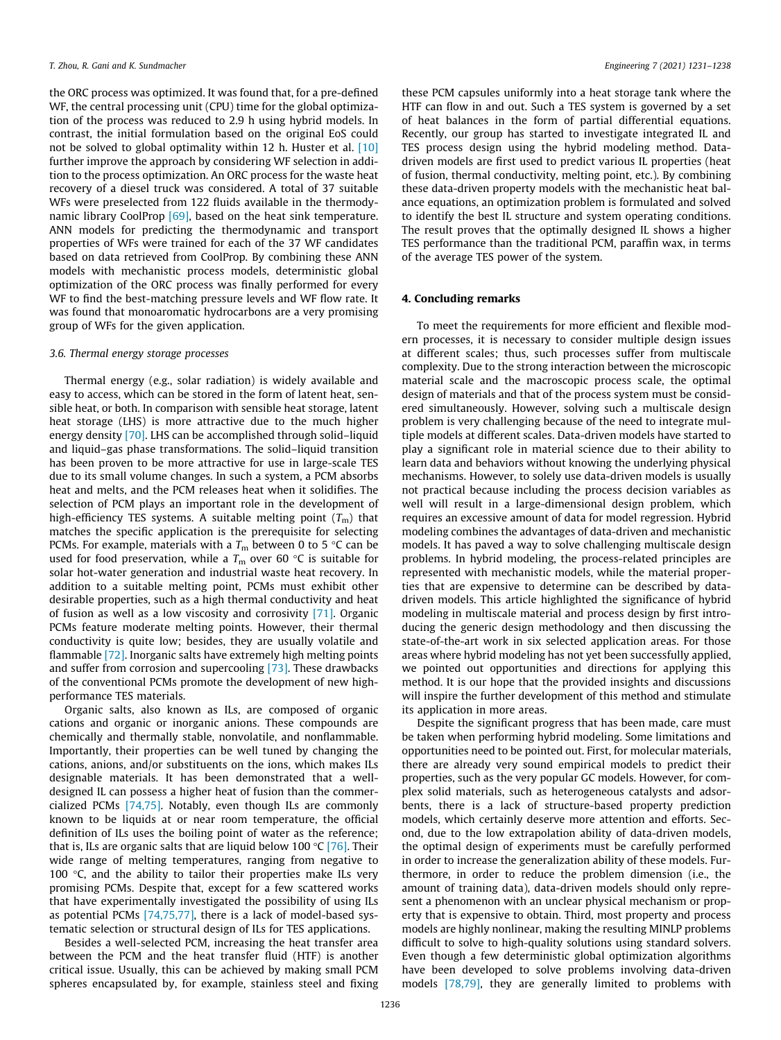the ORC process was optimized. It was found that, for a pre-defined WF, the central processing unit (CPU) time for the global optimization of the process was reduced to 2.9 h using hybrid models. In contrast, the initial formulation based on the original EoS could not be solved to global optimality within 12 h. Huster et al. [10] further improve the approach by considering WF selection in addition to the process optimization. An ORC process for the waste heat recovery of a diesel truck was considered. A total of 37 suitable WFs were preselected from 122 fluids available in the thermodynamic library CoolProp [69], based on the heat sink temperature. ANN models for predicting the thermodynamic and transport properties of WFs were trained for each of the 37 WF candidates based on data retrieved from CoolProp. By combining these ANN models with mechanistic process models, deterministic global optimization of the ORC process was finally performed for every WF to find the best-matching pressure levels and WF flow rate. It was found that monoaromatic hydrocarbons are a very promising group of WFs for the given application.

### 3.6. Thermal energy storage processes

Thermal energy (e.g., solar radiation) is widely available and easy to access, which can be stored in the form of latent heat, sensible heat, or both. In comparison with sensible heat storage, latent heat storage (LHS) is more attractive due to the much higher energy density [70]. LHS can be accomplished through solid–liquid and liquid–gas phase transformations. The solid–liquid transition has been proven to be more attractive for use in large-scale TES due to its small volume changes. In such a system, a PCM absorbs heat and melts, and the PCM releases heat when it solidifies. The selection of PCM plays an important role in the development of high-efficiency TES systems. A suitable melting point ($T_m$) that matches the specific application is the prerequisite for selecting PCMs. For example, materials with a $T_m$ between 0 to 5 °C can be used for food preservation, while a $T_m$ over 60 °C is suitable for solar hot-water generation and industrial waste heat recovery. In addition to a suitable melting point, PCMs must exhibit other desirable properties, such as a high thermal conductivity and heat of fusion as well as a low viscosity and corrosivity [71]. Organic PCMs feature moderate melting points. However, their thermal conductivity is quite low; besides, they are usually volatile and flammable [72]. Inorganic salts have extremely high melting points and suffer from corrosion and supercooling [73]. These drawbacks of the conventional PCMs promote the development of new high-performance TES materials.

Organic salts, also known as ILs, are composed of organic cations and organic or inorganic anions. These compounds are chemically and thermally stable, nonvolatile, and nonflammable. Importantly, their properties can be well tuned by changing the cations, anions, and/or substituents on the ions, which makes ILs designable materials. It has been demonstrated that a well-designed IL can possess a higher heat of fusion than the commercialized PCMs [74,75]. Notably, even though ILs are commonly known to be liquids at or near room temperature, the official definition of ILs uses the boiling point of water as the reference; that is, ILs are organic salts that are liquid below 100 °C [76]. Their wide range of melting temperatures, ranging from negative to 100 °C, and the ability to tailor their properties make ILs very promising PCMs. Despite that, except for a few scattered works that have experimentally investigated the possibility of using ILs as potential PCMs [74,75,77], there is a lack of model-based systematic selection or structural design of ILs for TES applications.

Besides a well-selected PCM, increasing the heat transfer area between the PCM and the heat transfer fluid (HTF) is another critical issue. Usually, this can be achieved by making small PCM spheres encapsulated by, for example, stainless steel and fixing these PCM capsules uniformly into a heat storage tank where the HTF can flow in and out. Such a TES system is governed by a set of heat balances in the form of partial differential equations. Recently, our group has started to investigate integrated IL and TES process design using the hybrid modeling method. Data-driven models are first used to predict various IL properties (heat of fusion, thermal conductivity, melting point, etc.). By combining these data-driven property models with the mechanistic heat balance equations, an optimization problem is formulated and solved to identify the best IL structure and system operating conditions. The result proves that the optimally designed IL shows a higher TES performance than the traditional PCM, paraffin wax, in terms of the average TES power of the system.

## 4. Concluding remarks

To meet the requirements for more efficient and flexible modern processes, it is necessary to consider multiple design issues at different scales; thus, such processes suffer from multiscale complexity. Due to the strong interaction between the microscopic material scale and the macroscopic process scale, the optimal design of materials and that of the process system must be considered simultaneously. However, solving such a multiscale design problem is very challenging because of the need to integrate multiple models at different scales. Data-driven models have started to play a significant role in material science due to their ability to learn data and behaviors without knowing the underlying physical mechanisms. However, to solely use data-driven models is usually not practical because including the process decision variables as well will result in a large-dimensional design problem, which requires an excessive amount of data for model regression. Hybrid modeling combines the advantages of data-driven and mechanistic models. It has paved a way to solve challenging multiscale design problems. In hybrid modeling, the process-related principles are represented with mechanistic models, while the material properties that are expensive to determine can be described by data-driven models. This article highlighted the significance of hybrid modeling in multiscale material and process design by first introducing the generic design methodology and then discussing the state-of-the-art work in six selected application areas. For those areas where hybrid modeling has not yet been successfully applied, we pointed out opportunities and directions for applying this method. It is our hope that the provided insights and discussions will inspire the further development of this method and stimulate its application in more areas.

Despite the significant progress that has been made, care must be taken when performing hybrid modeling. Some limitations and opportunities need to be pointed out. First, for molecular materials, there are already very sound empirical models to predict their properties, such as the very popular GC models. However, for complex solid materials, such as heterogeneous catalysts and adsorbents, there is a lack of structure-based property prediction models, which certainly deserve more attention and efforts. Second, due to the low extrapolation ability of data-driven models, the optimal design of experiments must be carefully performed in order to increase the generalization ability of these models. Furthermore, in order to reduce the problem dimension (i.e., the amount of training data), data-driven models should only represent a phenomenon with an unclear physical mechanism or property that is expensive to obtain. Third, most property and process models are highly nonlinear, making the resulting MINLP problems difficult to solve to high-quality solutions using standard solvers. Even though a few deterministic global optimization algorithms have been developed to solve problems involving data-driven models [78,79], they are generally limited to problems with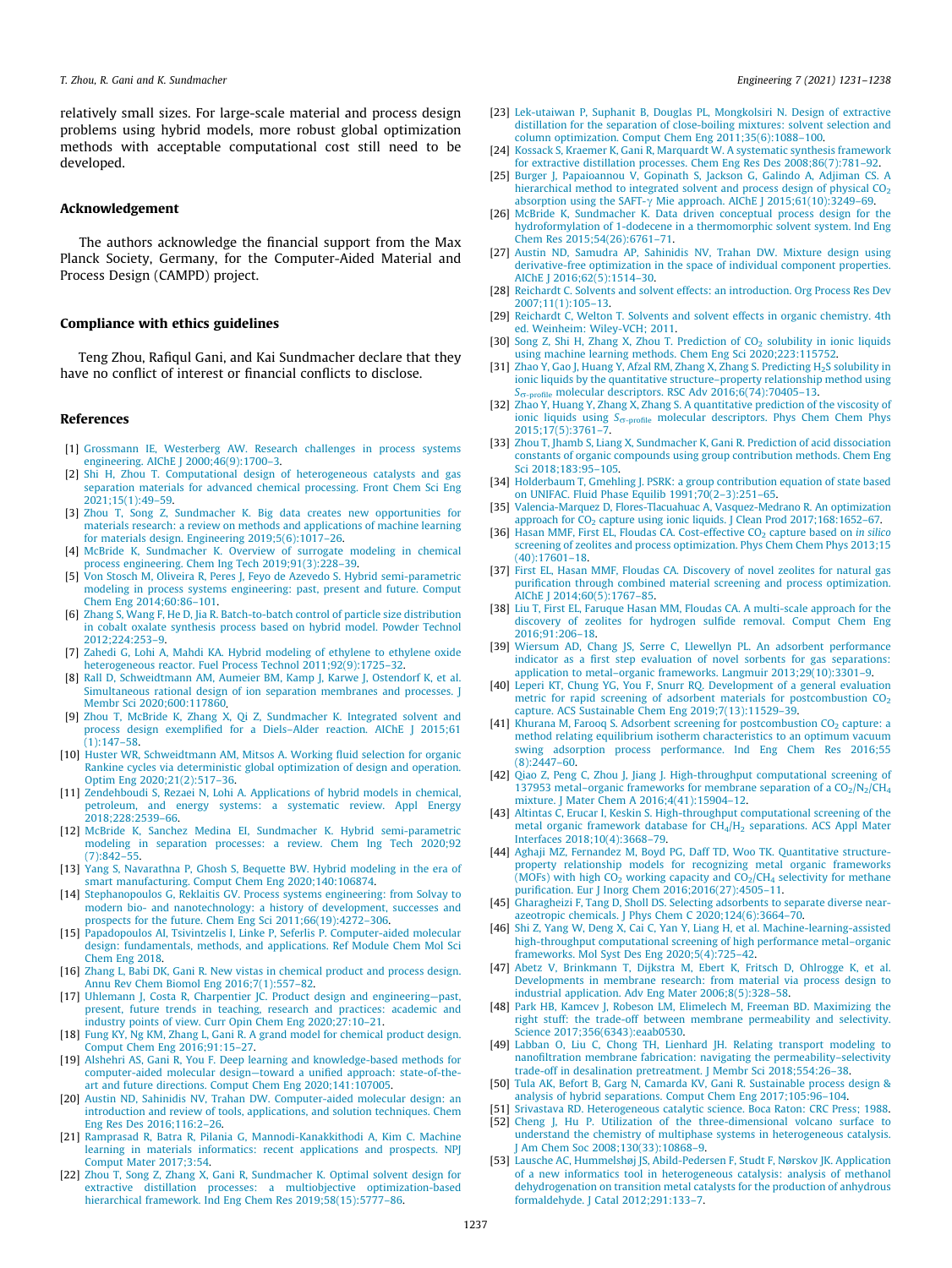relatively small sizes. For large-scale material and process design problems using hybrid models, more robust global optimization methods with acceptable computational cost still need to be developed.

## Acknowledgement

The authors acknowledge the financial support from the Max Planck Society, Germany, for the Computer-Aided Material and Process Design (CAMPD) project.

## Compliance with ethics guidelines

Teng Zhou, Rafiqul Gani, and Kai Sundmacher declare that they have no conflict of interest or financial conflicts to disclose.

## References

[1] Grossmann IE, Westerberg AW. Research challenges in process systems engineering. AIChE J 2000;46(9):1700–3.

[2] Shi H, Zhou T. Computational design of heterogeneous catalysts and gas separation materials for advanced chemical processing. Front Chem Sci Eng 2021;15(1):49–59.

[3] Zhou T, Song Z, Sundmacher K. Big data creates new opportunities for materials research: a review on methods and applications of machine learning for materials design. Engineering 2019;5(6):1017–26.

[4] McBride K, Sundmacher K. Overview of surrogate modeling in chemical process engineering. Chem Ing Tech 2019;91(3):228–39.

[5] Von Stosch M, Oliveira R, Peres J, Feyo de Azevedo S. Hybrid semi-parametric modeling in process systems engineering: past, present and future. Comput Chem Eng 2014;60:86–101.

[6] Zhang S, Wang F, He D, Jia R. Batch-to-batch control of particle size distribution in cobalt oxalate synthesis process based on hybrid model. Powder Technol 2012;224:253–9.

[7] Zahedi G, Lohi A, Mahdi KA. Hybrid modeling of ethylene to ethylene oxide heterogeneous reactor. Fuel Process Technol 2011;92(9):1725–32.

[8] Rall D, Schweidtmann AM, Aumeier BM, Kamp J, Karwe J, Ostendorf K, et al. Simultaneous rational design of ion separation membranes and processes. J Membr Sci 2020;600:117860.

[9] Zhou T, McBride K, Zhang X, Qi Z, Sundmacher K. Integrated solvent and process design exemplified for a Diels–Alder reaction. AIChE J 2015;61(1):147–58.

[10] Huster WR, Schweidtmann AM, Mitsos A. Working fluid selection for organic Rankine cycles via deterministic global optimization of design and operation. Optim Eng 2020;21(2):517–36.

[11] Zendehboudi S, Rezaei N, Lohi A. Applications of hybrid models in chemical, petroleum, and energy systems: a systematic review. Appl Energy 2018;228:2539–66.

[12] McBride K, Sanchez Medina EI, Sundmacher K. Hybrid semi-parametric modeling in separation processes: a review. Chem Ing Tech 2020;92(7):842–55.

[13] Yang S, Navarathna P, Ghosh S, Bequette BW. Hybrid modeling in the era of smart manufacturing. Comput Chem Eng 2020;140:106874.

[14] Stephanopoulos G, Reklaitis GV. Process systems engineering: from Solvay to modern bio- and nanotechnology: a history of development, successes and prospects for the future. Chem Eng Sci 2011;66(19):4272–306.

[15] Papadopoulos AI, Tsivintzelis I, Linke P, Seferlis P. Computer-aided molecular design: fundamentals, methods, and applications. Ref Module Chem Mol Sci Chem Eng 2018.

[16] Zhang L, Babi DK, Gani R. New vistas in chemical product and process design. Annu Rev Chem Biomol Eng 2016;7(1):557–82.

[17] Uhlemann J, Costa R, Charpentier JC. Product design and engineering—past, present, future trends in teaching, research and practices: academic and industry points of view. Curr Opin Chem Eng 2020;27:10–21.

[18] Fung KY, Ng KM, Zhang L, Gani R. A grand model for chemical product design. Comput Chem Eng 2016;91:15–27.

[19] Alshehri AS, Gani R, You F. Deep learning and knowledge-based methods for computer-aided molecular design—toward a unified approach: state-of-the-art and future directions. Comput Chem Eng 2020;141:107005.

[20] Austin ND, Sahinidis NV, Trahan DW. Computer-aided molecular design: an introduction and review of tools, applications, and solution techniques. Chem Eng Res Des 2016;116:2–26.

[21] Ramprasad R, Batra R, Pilania G, Mannodi-Kanakkithodi A, Kim C. Machine learning in materials informatics: recent applications and prospects. NPJ Comput Mater 2017;3:54.

[22] Zhou T, Song Z, Zhang X, Gani R, Sundmacher K. Optimal solvent design for extractive distillation processes: a multiobjective optimization-based hierarchical framework. Ind Eng Chem Res 2019;58(15):5777–86.

[23] Lek-utaiwan P, Suphanit B, Douglas PL, Mongkolsiri N. Design of extractive distillation for the separation of close-boiling mixtures: solvent selection and column optimization. Comput Chem Eng 2011;35(6):1088–100.

[24] Kossack S, Kraemer K, Gani R, Marquardt W. A systematic synthesis framework for extractive distillation processes. Chem Eng Res Des 2008;86(7):781–92.

[25] Burger J, Papaioannou V, Gopinath S, Jackson G, Galindo A, Adjiman CS. A hierarchical method to integrated solvent and process design of physical $CO_2$ absorption using the SAFT-γ Mie approach. AIChE J 2015;61(10):3249–69.

[26] McBride K, Sundmacher K. Data driven conceptual process design for the hydroformylation of 1-dodecene in a thermomorphic solvent system. Ind Eng Chem Res 2015;54(26):6761–71.

[27] Austin ND, Samudra AP, Sahinidis NV, Trahan DW. Mixture design using derivative-free optimization in the space of individual component properties. AIChE J 2016;62(5):1514–30.

[28] Reichardt C. Solvents and solvent effects: an introduction. Org Process Res Dev 2007;11(1):105–13.

[29] Reichardt C, Welton T. Solvents and solvent effects in organic chemistry. 4th ed. Weinheim: Wiley-VCH; 2011.

[30] Song Z, Shi H, Zhang X, Zhou T. Prediction of $CO_2$ solubility in ionic liquids using machine learning methods. Chem Eng Sci 2020;223:115752.

[31] Zhao Y, Gao J, Huang Y, Afzal RM, Zhang X, Zhang S. Predicting $H_2S$ solubility in ionic liquids by the quantitative structure–property relationship method using $S_{\sigma\text{-profile}}$ molecular descriptors. RSC Adv 2016;6(74):70405–13.

[32] Zhao Y, Huang Y, Zhang X, Zhang S. A quantitative prediction of the viscosity of ionic liquids using $S_{\sigma\text{-profile}}$ molecular descriptors. Phys Chem Chem Phys 2015;17(5):3761–7.

[33] Zhou T, Jhamb S, Liang X, Sundmacher K, Gani R. Prediction of acid dissociation constants of organic compounds using group contribution methods. Chem Eng Sci 2018;183:95–105.

[34] Holderbaum T, Gmehling J. PSRK: a group contribution equation of state based on UNIFAC. Fluid Phase Equilib 1991;70(2–3):251–65.

[35] Valencia-Marquez D, Flores-Tlacuahuac A, Vasquez-Medrano R. An optimization approach for $CO_2$ capture using ionic liquids. J Clean Prod 2017;168:1652–67.

[36] Hasan MMF, First EL, Floudas CA. Cost-effective $CO_2$ capture based on *in silico* screening of zeolites and process optimization. Phys Chem Chem Phys 2013;15(40):17601–18.

[37] First EL, Hasan MMF, Floudas CA. Discovery of novel zeolites for natural gas purification through combined material screening and process optimization. AIChE J 2014;60(5):1767–85.

[38] Liu T, First EL, Faruque Hasan MM, Floudas CA. A multi-scale approach for the discovery of zeolites for hydrogen sulfide removal. Comput Chem Eng 2016;91:206–18.

[39] Wiersum AD, Chang JS, Serre C, Llewellyn PL. An adsorbent performance indicator as a first step evaluation of novel sorbents for gas separations: application to metal–organic frameworks. Langmuir 2013;29(10):3301–9.

[40] Leperi KT, Chung YG, You F, Snurr RQ. Development of a general evaluation metric for rapid screening of adsorbent materials for postcombustion $CO_2$ capture. ACS Sustainable Chem Eng 2019;7(13):11529–39.

[41] Khurana M, Farooq S. Adsorbent screening for postcombustion $CO_2$ capture: a method relating equilibrium isotherm characteristics to an optimum vacuum swing adsorption process performance. Ind Eng Chem Res 2016;55(8):2447–60.

[42] Qiao Z, Peng C, Zhou J, Jiang J. High-throughput computational screening of 137953 metal–organic frameworks for membrane separation of a $CO_2/N_2/CH_4$ mixture. J Mater Chem A 2016;4(41):15904–12.

[43] Altintas C, Erucar I, Keskin S. High-throughput computational screening of the metal organic framework database for $CH_4/H_2$ separations. ACS Appl Mater Interfaces 2018;10(4):3668–79.

[44] Aghaji MZ, Fernandez M, Boyd PG, Daff TD, Woo TK. Quantitative structure-property relationship models for recognizing metal organic frameworks (MOFs) with high $CO_2$ working capacity and $CO_2/CH_4$ selectivity for methane purification. Eur J Inorg Chem 2016;2016(27):4505–11.

[45] Gharagheizi F, Tang D, Sholl DS. Selecting adsorbents to separate diverse near-azeotropic chemicals. J Phys Chem C 2020;124(6):3664–70.

[46] Shi Z, Yang W, Deng X, Cai C, Yan Y, Liang H, et al. Machine-learning-assisted high-throughput computational screening of high performance metal–organic frameworks. Mol Syst Des Eng 2020;5(4):725–42.

[47] Abetz V, Brinkmann T, Dijkstra M, Ebert K, Fritsch D, Ohlrogge K, et al. Developments in membrane research: from material via process design to industrial application. Adv Eng Mater 2006;8(5):328–58.

[48] Park HB, Kamcev J, Robeson LM, Elimelech M, Freeman BD. Maximizing the right stuff: the trade-off between membrane permeability and selectivity. Science 2017;356(6343):eaab0530.

[49] Labban O, Liu C, Chong TH, Lienhard JH. Relating transport modeling to nanofiltration membrane fabrication: navigating the permeability–selectivity trade-off in desalination pretreatment. J Membr Sci 2018;554:26–38.

[50] Tula AK, Befort B, Garg N, Camarda KV, Gani R. Sustainable process design & analysis of hybrid separations. Comput Chem Eng 2017;105:96–104.

[51] Srivastava RD. Heterogeneous catalytic science. Boca Raton: CRC Press; 1988.

[52] Cheng J, Hu P. Utilization of the three-dimensional volcano surface to understand the chemistry of multiphase systems in heterogeneous catalysis. J Am Chem Soc 2008;130(33):10868–9.

[53] Lausche AC, Hummelshøj JS, Abild-Pedersen F, Studt F, Nørskov JK. Application of a new informatics tool in heterogeneous catalysis: analysis of methanol dehydrogenation on transition metal catalysts for the production of anhydrous formaldehyde. J Catal 2012;291:133–7.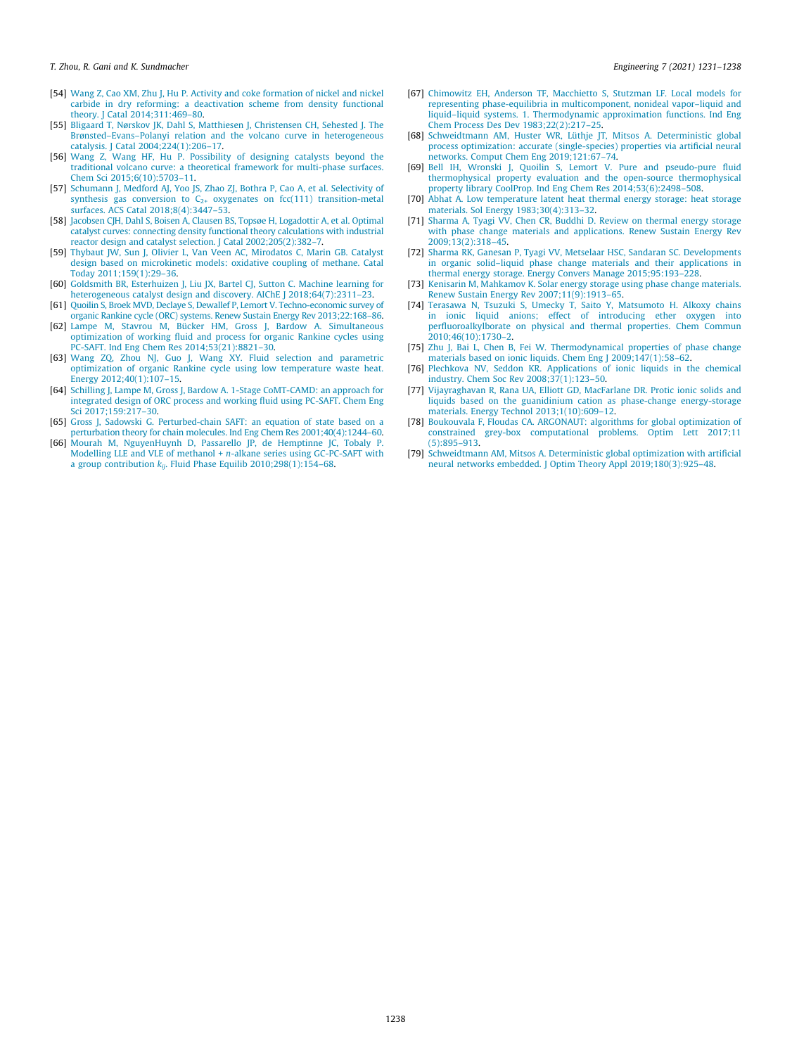[54] Wang Z, Cao XM, Zhu J, Hu P. Activity and coke formation of nickel and nickel carbide in dry reforming: a deactivation scheme from density functional theory. J Catal 2014;311:469–80.

[55] Bligaard T, Nørskov JK, Dahl S, Matthiesen J, Christensen CH, Sehested J. The Brønsted–Evans–Polanyi relation and the volcano curve in heterogeneous catalysis. J Catal 2004;224(1):206–17.

[56] Wang Z, Wang HF, Hu P. Possibility of designing catalysts beyond the traditional volcano curve: a theoretical framework for multi-phase surfaces. Chem Sci 2015;6(10):5703–11.

[57] Schumann J, Medford AJ, Yoo JS, Zhao ZJ, Bothra P, Cao A, et al. Selectivity of synthesis gas conversion to $C_{2+}$ oxygenates on fcc(111) transition-metal surfaces. ACS Catal 2018;8(4):3447–53.

[58] Jacobsen CJH, Dahl S, Boisen A, Clausen BS, Topsøe H, Logadottir A, et al. Optimal catalyst curves: connecting density functional theory calculations with industrial reactor design and catalyst selection. J Catal 2002;205(2):382–7.

[59] Thybaut JW, Sun J, Olivier L, Van Veen AC, Mirodatos C, Marin GB. Catalyst design based on microkinetic models: oxidative coupling of methane. Catal Today 2011;159(1):29–36.

[60] Goldsmith BR, Esterhuizen J, Liu JX, Bartel CJ, Sutton C. Machine learning for heterogeneous catalyst design and discovery. AIChE J 2018;64(7):2311–23.

[61] Quoilin S, Broek MVD, Declaye S, Dewallef P, Lemort V. Techno-economic survey of organic Rankine cycle (ORC) systems. Renew Sustain Energy Rev 2013;22:168–86.

[62] Lampe M, Stavrou M, Bücker HM, Gross J, Bardow A. Simultaneous optimization of working fluid and process for organic Rankine cycles using PC-SAFT. Ind Eng Chem Res 2014;53(21):8821–30.

[63] Wang ZQ, Zhou NJ, Guo J, Wang XY. Fluid selection and parametric optimization of organic Rankine cycle using low temperature waste heat. Energy 2012;40(1):107–15.

[64] Schilling J, Lampe M, Gross J, Bardow A. 1-Stage CoMT-CAMD: an approach for integrated design of ORC process and working fluid using PC-SAFT. Chem Eng Sci 2017;159:217–30.

[65] Gross J, Sadowski G. Perturbed-chain SAFT: an equation of state based on a perturbation theory for chain molecules. Ind Eng Chem Res 2001;40(4):1244–60.

[66] Mourah M, NguyenHuynh D, Passarello JP, de Hemptinne JC, Tobaly P. Modelling LLE and VLE of methanol + *n*-alkane series using GC-PC-SAFT with a group contribution $k_{ij}$. Fluid Phase Equilib 2010;298(1):154–68.

[67] Chimowitz EH, Anderson TF, Macchietto S, Stutzman LF. Local models for representing phase-equilibria in multicomponent, nonideal vapor–liquid and liquid–liquid systems. 1. Thermodynamic approximation functions. Ind Eng Chem Process Des Dev 1983;22(2):217–25.

[68] Schweidtmann AM, Huster WR, Lüthje JT, Mitsos A. Deterministic global process optimization: accurate (single-species) properties via artificial neural networks. Comput Chem Eng 2019;121:67–74.

[69] Bell IH, Wronski J, Quoilin S, Lemort V. Pure and pseudo-pure fluid thermophysical property evaluation and the open-source thermophysical property library CoolProp. Ind Eng Chem Res 2014;53(6):2498–508.

[70] Abhat A. Low temperature latent heat thermal energy storage: heat storage materials. Sol Energy 1983;30(4):313–32.

[71] Sharma A, Tyagi VV, Chen CR, Buddhi D. Review on thermal energy storage with phase change materials and applications. Renew Sustain Energy Rev 2009;13(2):318–45.

[72] Sharma RK, Ganesan P, Tyagi VV, Metselaar HSC, Sandaran SC. Developments in organic solid–liquid phase change materials and their applications in thermal energy storage. Energy Convers Manage 2015;95:193–228.

[73] Kenisarin M, Mahkamov K. Solar energy storage using phase change materials. Renew Sustain Energy Rev 2007;11(9):1913–65.

[74] Terasawa N, Tsuzuki S, Umecky T, Saito Y, Matsumoto H. Alkoxy chains in ionic liquid anions; effect of introducing ether oxygen into perfluoroalkylborate on physical and thermal properties. Chem Commun 2010;46(10):1730–2.

[75] Zhu J, Bai L, Chen B, Fei W. Thermodynamical properties of phase change materials based on ionic liquids. Chem Eng J 2009;147(1):58–62.

[76] Plechkova NV, Seddon KR. Applications of ionic liquids in the chemical industry. Chem Soc Rev 2008;37(1):123–50.

[77] Vijayraghavan R, Rana UA, Elliott GD, MacFarlane DR. Protic ionic solids and liquids based on the guanidinium cation as phase-change energy-storage materials. Energy Technol 2013;1(10):609–12.

[78] Boukouvala F, Floudas CA. ARGONAUT: algorithms for global optimization of constrained grey-box computational problems. Optim Lett 2017;11(5):895–913.

[79] Schweidtmann AM, Mitsos A. Deterministic global optimization with artificial neural networks embedded. J Optim Theory Appl 2019;180(3):925–48.